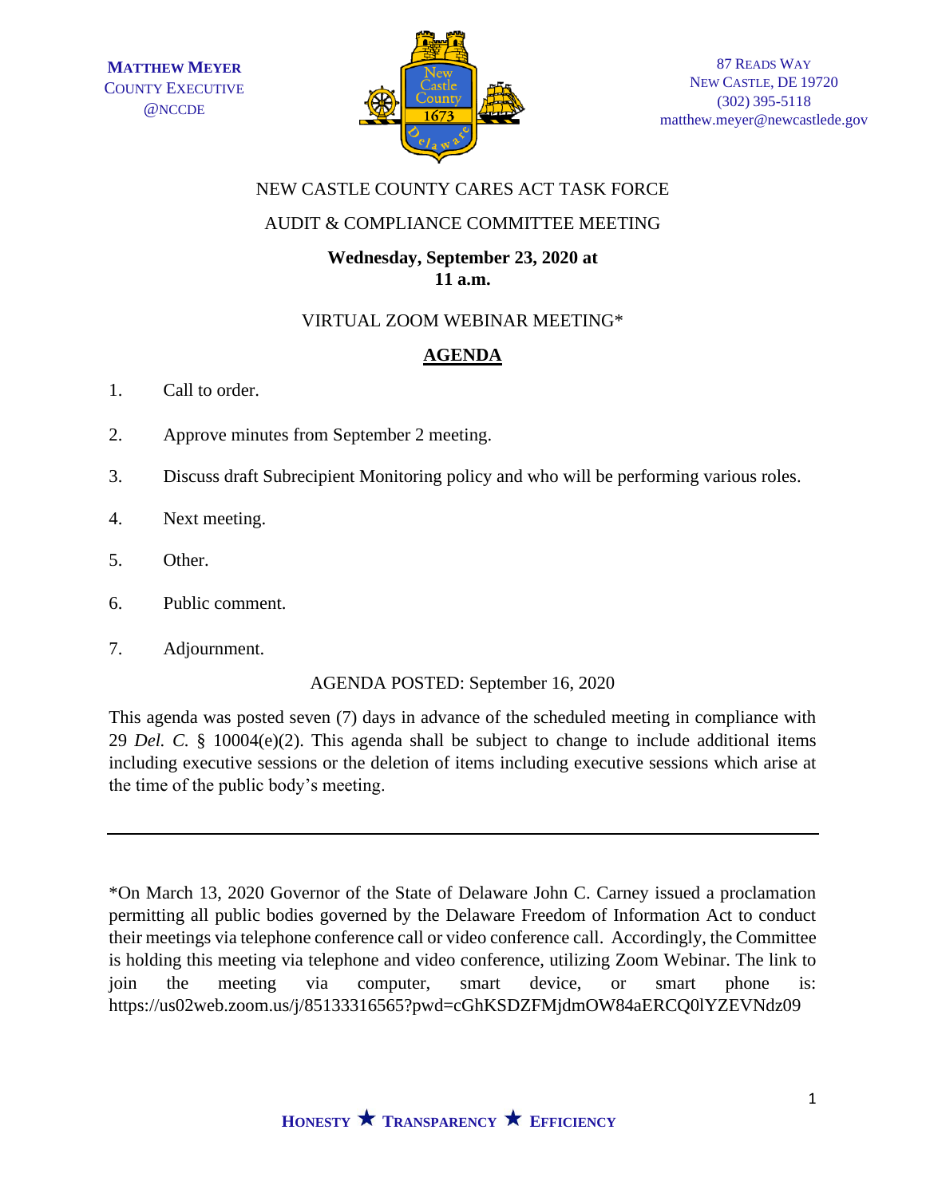**MATTHEW MEYER**
COUNTY EXECUTIVE
@NCCDE

87 READS WAY
NEW CASTLE, DE 19720
(302) 395-5118
matthew.meyer@newcastlede.gov

NEW CASTLE COUNTY CARES ACT TASK FORCE

AUDIT & COMPLIANCE COMMITTEE MEETING

**Wednesday, September 23, 2020 at 11 a.m.**

VIRTUAL ZOOM WEBINAR MEETING*

## AGENDA

1. Call to order.
2. Approve minutes from September 2 meeting.
3. Discuss draft Subrecipient Monitoring policy and who will be performing various roles.
4. Next meeting.
5. Other.
6. Public comment.
7. Adjournment.

AGENDA POSTED: September 16, 2020

This agenda was posted seven (7) days in advance of the scheduled meeting in compliance with 29 *Del. C.* § 10004(e)(2). This agenda shall be subject to change to include additional items including executive sessions or the deletion of items including executive sessions which arise at the time of the public body's meeting.

---

*On March 13, 2020 Governor of the State of Delaware John C. Carney issued a proclamation permitting all public bodies governed by the Delaware Freedom of Information Act to conduct their meetings via telephone conference call or video conference call. Accordingly, the Committee is holding this meeting via telephone and video conference, utilizing Zoom Webinar. The link to join the meeting via computer, smart device, or smart phone is: https://us02web.zoom.us/j/85133316565?pwd=cGhKSDZFMjdmOW84aERCQ0lYZEVNdz09

**HONESTY ★ TRANSPARENCY ★ EFFICIENCY**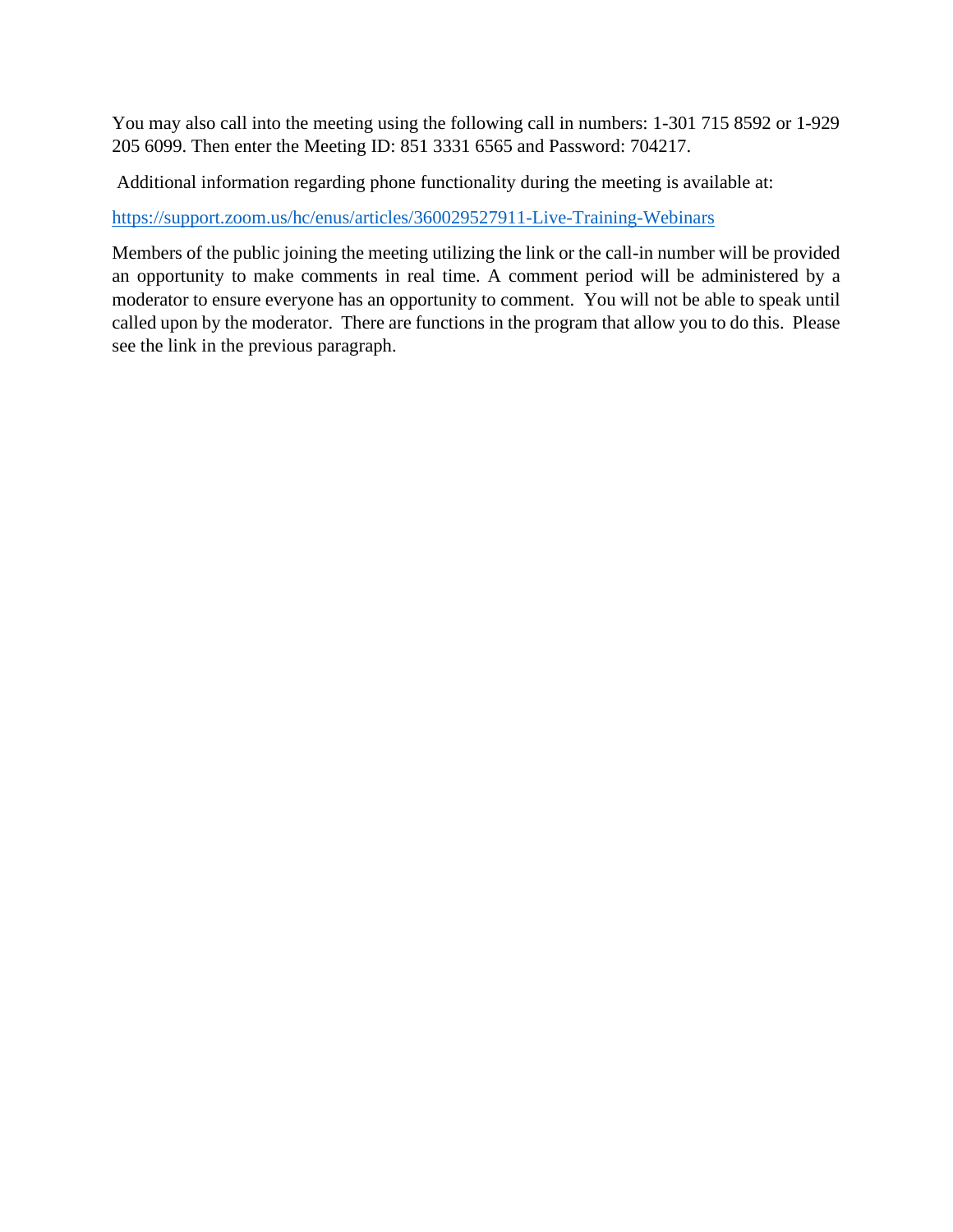You may also call into the meeting using the following call in numbers: 1-301 715 8592 or 1-929 205 6099. Then enter the Meeting ID: 851 3331 6565 and Password: 704217.

Additional information regarding phone functionality during the meeting is available at:

[https://support.zoom.us/hc/enus/articles/360029527911-Live-Training-Webinars](https://support.zoom.us/hc/enus/articles/360029527911-Live-Training-Webinars)

Members of the public joining the meeting utilizing the link or the call-in number will be provided an opportunity to make comments in real time. A comment period will be administered by a moderator to ensure everyone has an opportunity to comment. You will not be able to speak until called upon by the moderator. There are functions in the program that allow you to do this. Please see the link in the previous paragraph.